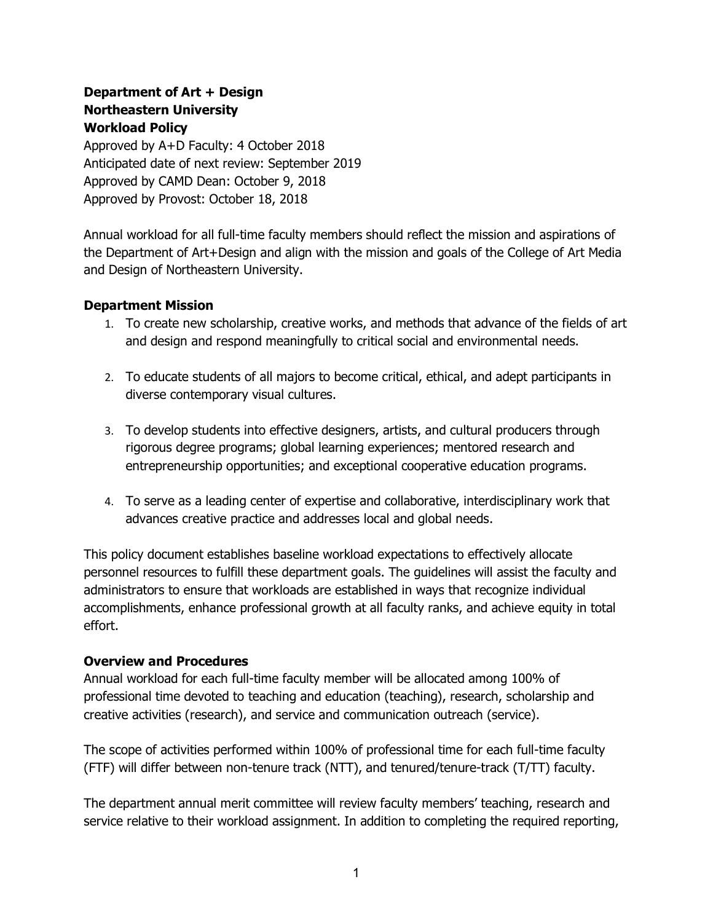**Department of Art + Design**
**Northeastern University**
**Workload Policy**

Approved by A+D Faculty: 4 October 2018
Anticipated date of next review: September 2019
Approved by CAMD Dean: October 9, 2018
Approved by Provost: October 18, 2018

Annual workload for all full-time faculty members should reflect the mission and aspirations of the Department of Art+Design and align with the mission and goals of the College of Art Media and Design of Northeastern University.

## Department Mission

1. To create new scholarship, creative works, and methods that advance of the fields of art and design and respond meaningfully to critical social and environmental needs.
2. To educate students of all majors to become critical, ethical, and adept participants in diverse contemporary visual cultures.
3. To develop students into effective designers, artists, and cultural producers through rigorous degree programs; global learning experiences; mentored research and entrepreneurship opportunities; and exceptional cooperative education programs.
4. To serve as a leading center of expertise and collaborative, interdisciplinary work that advances creative practice and addresses local and global needs.

This policy document establishes baseline workload expectations to effectively allocate personnel resources to fulfill these department goals. The guidelines will assist the faculty and administrators to ensure that workloads are established in ways that recognize individual accomplishments, enhance professional growth at all faculty ranks, and achieve equity in total effort.

## Overview and Procedures

Annual workload for each full-time faculty member will be allocated among 100% of professional time devoted to teaching and education (teaching), research, scholarship and creative activities (research), and service and communication outreach (service).

The scope of activities performed within 100% of professional time for each full-time faculty (FTF) will differ between non-tenure track (NTT), and tenured/tenure-track (T/TT) faculty.

The department annual merit committee will review faculty members' teaching, research and service relative to their workload assignment. In addition to completing the required reporting,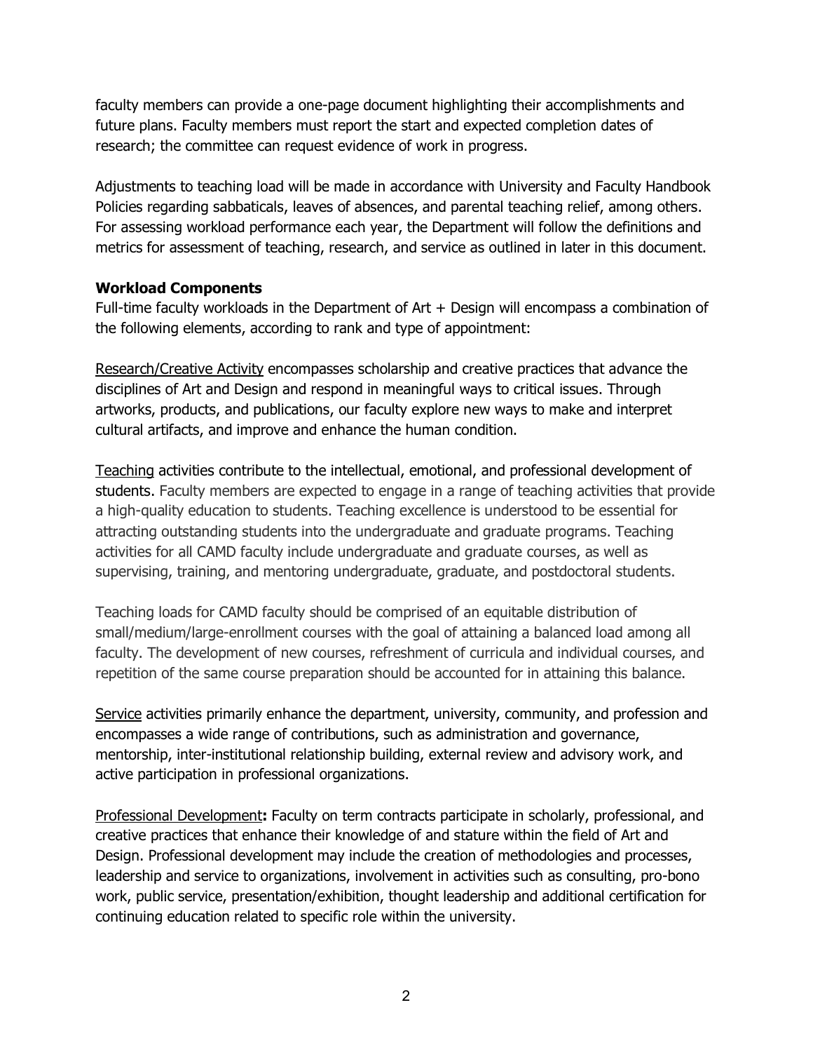faculty members can provide a one-page document highlighting their accomplishments and future plans. Faculty members must report the start and expected completion dates of research; the committee can request evidence of work in progress.

Adjustments to teaching load will be made in accordance with University and Faculty Handbook Policies regarding sabbaticals, leaves of absences, and parental teaching relief, among others. For assessing workload performance each year, the Department will follow the definitions and metrics for assessment of teaching, research, and service as outlined in later in this document.

**Workload Components**

Full-time faculty workloads in the Department of Art + Design will encompass a combination of the following elements, according to rank and type of appointment:

<u>Research/Creative Activity</u> encompasses scholarship and creative practices that advance the disciplines of Art and Design and respond in meaningful ways to critical issues. Through artworks, products, and publications, our faculty explore new ways to make and interpret cultural artifacts, and improve and enhance the human condition.

<u>Teaching</u> activities contribute to the intellectual, emotional, and professional development of students. Faculty members are expected to engage in a range of teaching activities that provide a high-quality education to students. Teaching excellence is understood to be essential for attracting outstanding students into the undergraduate and graduate programs. Teaching activities for all CAMD faculty include undergraduate and graduate courses, as well as supervising, training, and mentoring undergraduate, graduate, and postdoctoral students.

Teaching loads for CAMD faculty should be comprised of an equitable distribution of small/medium/large-enrollment courses with the goal of attaining a balanced load among all faculty. The development of new courses, refreshment of curricula and individual courses, and repetition of the same course preparation should be accounted for in attaining this balance.

<u>Service</u> activities primarily enhance the department, university, community, and profession and encompasses a wide range of contributions, such as administration and governance, mentorship, inter-institutional relationship building, external review and advisory work, and active participation in professional organizations.

<u>Professional Development</u>**:** Faculty on term contracts participate in scholarly, professional, and creative practices that enhance their knowledge of and stature within the field of Art and Design. Professional development may include the creation of methodologies and processes, leadership and service to organizations, involvement in activities such as consulting, pro-bono work, public service, presentation/exhibition, thought leadership and additional certification for continuing education related to specific role within the university.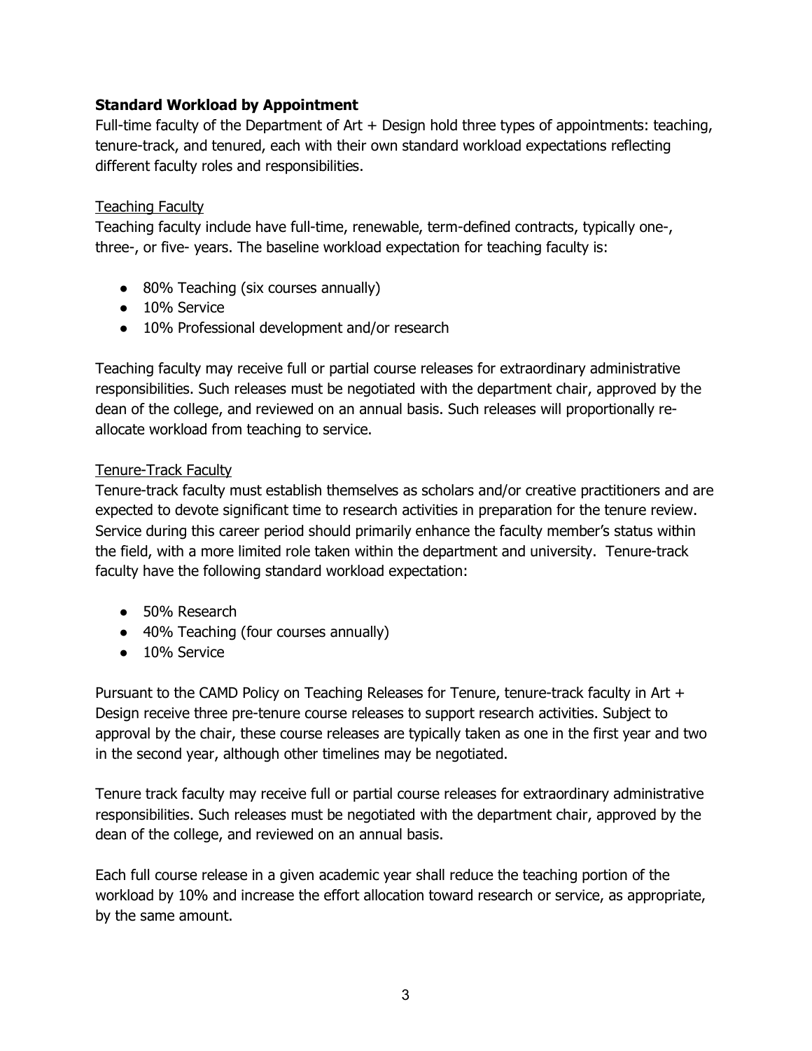**Standard Workload by Appointment**

Full-time faculty of the Department of Art + Design hold three types of appointments: teaching, tenure-track, and tenured, each with their own standard workload expectations reflecting different faculty roles and responsibilities.

<u>Teaching Faculty</u>

Teaching faculty include have full-time, renewable, term-defined contracts, typically one-, three-, or five- years. The baseline workload expectation for teaching faculty is:

- 80% Teaching (six courses annually)
- 10% Service
- 10% Professional development and/or research

Teaching faculty may receive full or partial course releases for extraordinary administrative responsibilities. Such releases must be negotiated with the department chair, approved by the dean of the college, and reviewed on an annual basis. Such releases will proportionally re-allocate workload from teaching to service.

<u>Tenure-Track Faculty</u>

Tenure-track faculty must establish themselves as scholars and/or creative practitioners and are expected to devote significant time to research activities in preparation for the tenure review. Service during this career period should primarily enhance the faculty member's status within the field, with a more limited role taken within the department and university. Tenure-track faculty have the following standard workload expectation:

- 50% Research
- 40% Teaching (four courses annually)
- 10% Service

Pursuant to the CAMD Policy on Teaching Releases for Tenure, tenure-track faculty in Art + Design receive three pre-tenure course releases to support research activities. Subject to approval by the chair, these course releases are typically taken as one in the first year and two in the second year, although other timelines may be negotiated.

Tenure track faculty may receive full or partial course releases for extraordinary administrative responsibilities. Such releases must be negotiated with the department chair, approved by the dean of the college, and reviewed on an annual basis.

Each full course release in a given academic year shall reduce the teaching portion of the workload by 10% and increase the effort allocation toward research or service, as appropriate, by the same amount.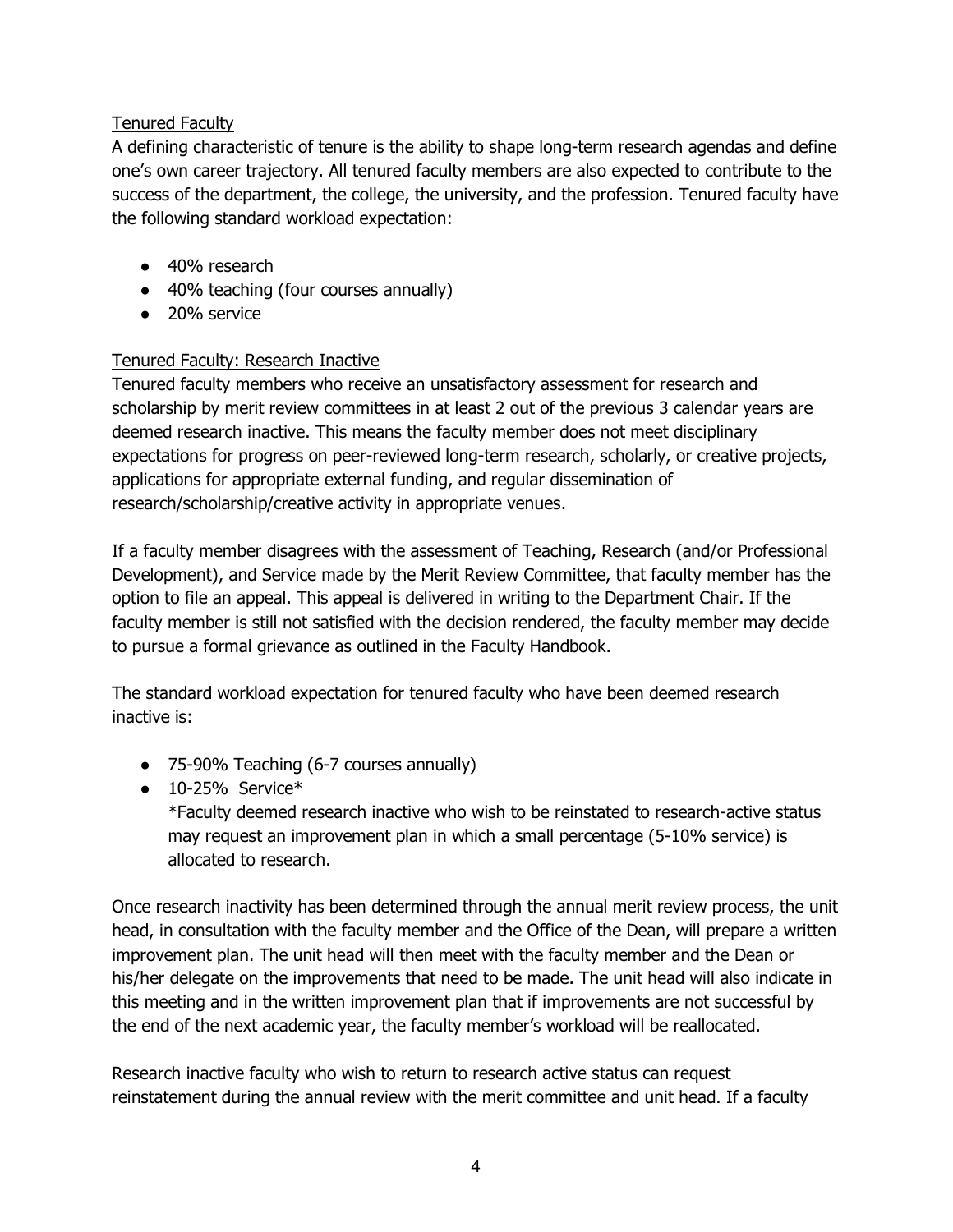<u>Tenured Faculty</u>

A defining characteristic of tenure is the ability to shape long-term research agendas and define one's own career trajectory. All tenured faculty members are also expected to contribute to the success of the department, the college, the university, and the profession. Tenured faculty have the following standard workload expectation:

- 40% research
- 40% teaching (four courses annually)
- 20% service

<u>Tenured Faculty: Research Inactive</u>

Tenured faculty members who receive an unsatisfactory assessment for research and scholarship by merit review committees in at least 2 out of the previous 3 calendar years are deemed research inactive. This means the faculty member does not meet disciplinary expectations for progress on peer-reviewed long-term research, scholarly, or creative projects, applications for appropriate external funding, and regular dissemination of research/scholarship/creative activity in appropriate venues.

If a faculty member disagrees with the assessment of Teaching, Research (and/or Professional Development), and Service made by the Merit Review Committee, that faculty member has the option to file an appeal. This appeal is delivered in writing to the Department Chair. If the faculty member is still not satisfied with the decision rendered, the faculty member may decide to pursue a formal grievance as outlined in the Faculty Handbook.

The standard workload expectation for tenured faculty who have been deemed research inactive is:

- 75-90% Teaching (6-7 courses annually)
- 10-25% Service*
  *Faculty deemed research inactive who wish to be reinstated to research-active status may request an improvement plan in which a small percentage (5-10% service) is allocated to research.

Once research inactivity has been determined through the annual merit review process, the unit head, in consultation with the faculty member and the Office of the Dean, will prepare a written improvement plan. The unit head will then meet with the faculty member and the Dean or his/her delegate on the improvements that need to be made. The unit head will also indicate in this meeting and in the written improvement plan that if improvements are not successful by the end of the next academic year, the faculty member's workload will be reallocated.

Research inactive faculty who wish to return to research active status can request reinstatement during the annual review with the merit committee and unit head. If a faculty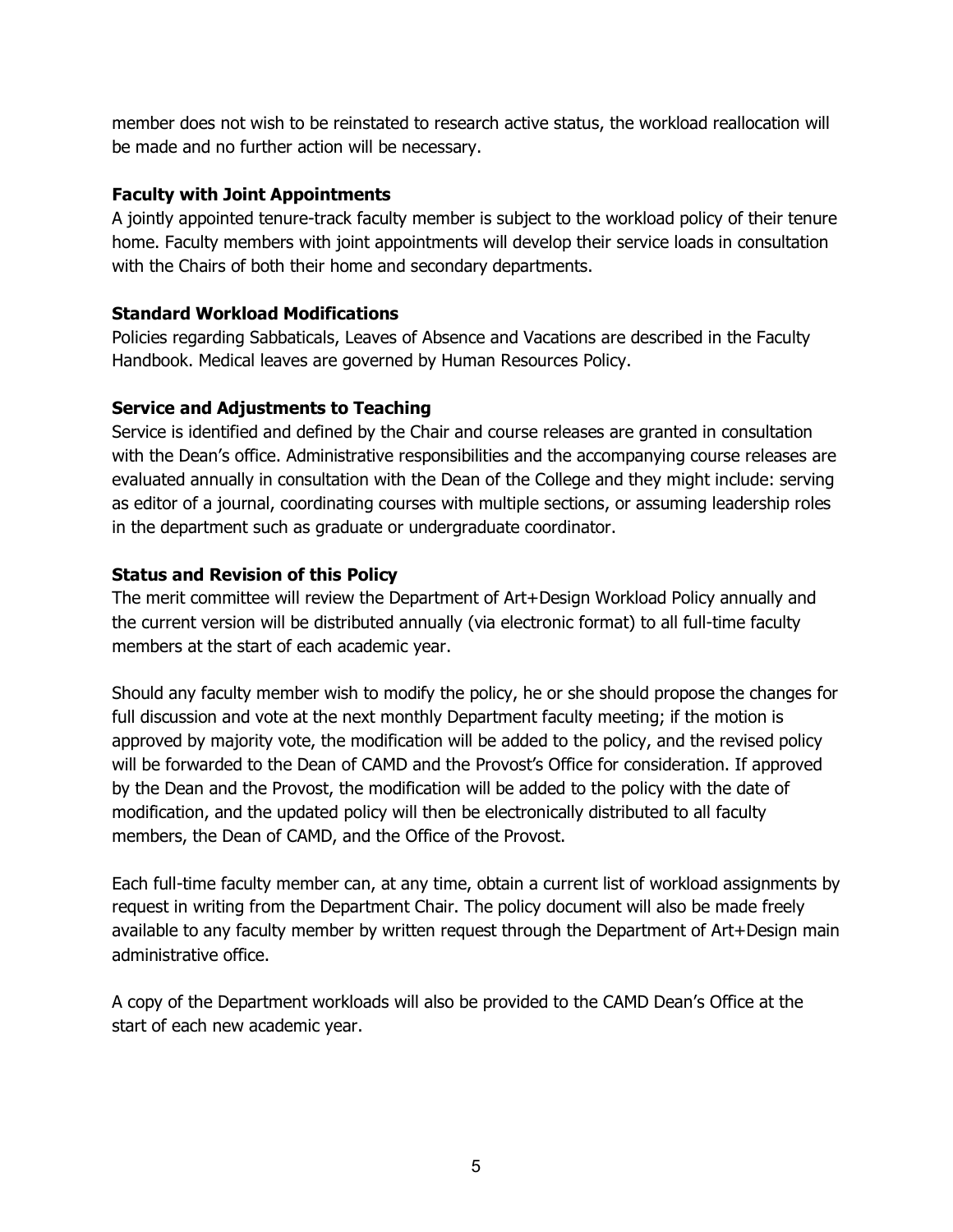member does not wish to be reinstated to research active status, the workload reallocation will be made and no further action will be necessary.

**Faculty with Joint Appointments**

A jointly appointed tenure-track faculty member is subject to the workload policy of their tenure home. Faculty members with joint appointments will develop their service loads in consultation with the Chairs of both their home and secondary departments.

**Standard Workload Modifications**

Policies regarding Sabbaticals, Leaves of Absence and Vacations are described in the Faculty Handbook. Medical leaves are governed by Human Resources Policy.

**Service and Adjustments to Teaching**

Service is identified and defined by the Chair and course releases are granted in consultation with the Dean's office. Administrative responsibilities and the accompanying course releases are evaluated annually in consultation with the Dean of the College and they might include: serving as editor of a journal, coordinating courses with multiple sections, or assuming leadership roles in the department such as graduate or undergraduate coordinator.

**Status and Revision of this Policy**

The merit committee will review the Department of Art+Design Workload Policy annually and the current version will be distributed annually (via electronic format) to all full-time faculty members at the start of each academic year.

Should any faculty member wish to modify the policy, he or she should propose the changes for full discussion and vote at the next monthly Department faculty meeting; if the motion is approved by majority vote, the modification will be added to the policy, and the revised policy will be forwarded to the Dean of CAMD and the Provost's Office for consideration. If approved by the Dean and the Provost, the modification will be added to the policy with the date of modification, and the updated policy will then be electronically distributed to all faculty members, the Dean of CAMD, and the Office of the Provost.

Each full-time faculty member can, at any time, obtain a current list of workload assignments by request in writing from the Department Chair. The policy document will also be made freely available to any faculty member by written request through the Department of Art+Design main administrative office.

A copy of the Department workloads will also be provided to the CAMD Dean's Office at the start of each new academic year.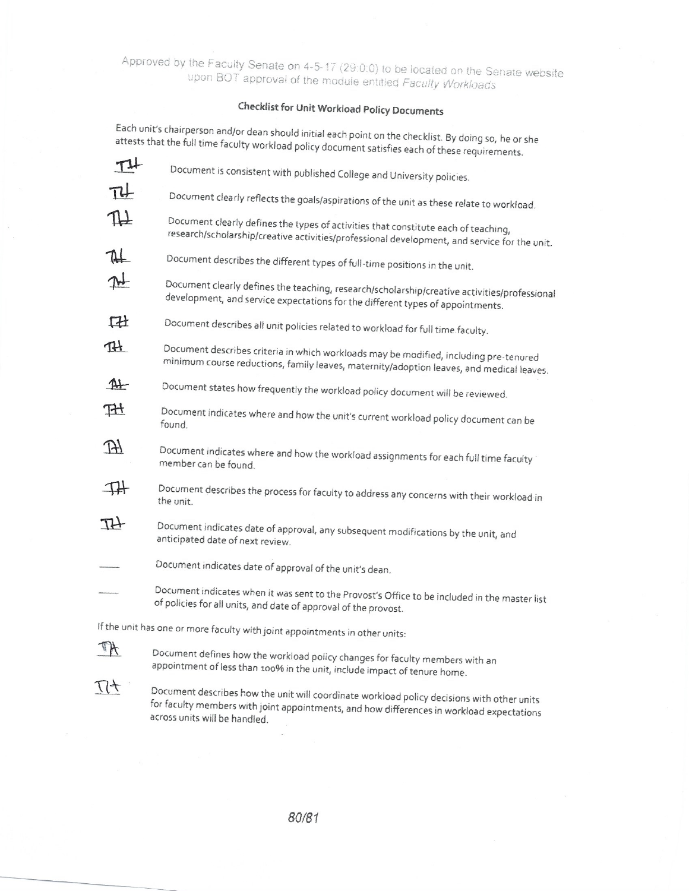Approved by the Faculty Senate on 4-5-17 (29:0:0) to be located on the Senate website upon BOT approval of the module entitled *Faculty Workloads*

## Checklist for Unit Workload Policy Documents

Each unit's chairperson and/or dean should initial each point on the checklist. By doing so, he or she attests that the full time faculty workload policy document satisfies each of these requirements.

TH Document is consistent with published College and University policies.

TH Document clearly reflects the goals/aspirations of the unit as these relate to workload.

TH Document clearly defines the types of activities that constitute each of teaching, research/scholarship/creative activities/professional development, and service for the unit.

TH Document describes the different types of full-time positions in the unit.

TH Document clearly defines the teaching, research/scholarship/creative activities/professional development, and service expectations for the different types of appointments.

TH Document describes all unit policies related to workload for full time faculty.

TH Document describes criteria in which workloads may be modified, including pre-tenured minimum course reductions, family leaves, maternity/adoption leaves, and medical leaves.

TH Document states how frequently the workload policy document will be reviewed.

TH Document indicates where and how the unit's current workload policy document can be found.

TH Document indicates where and how the workload assignments for each full time faculty member can be found.

TH Document describes the process for faculty to address any concerns with their workload in the unit.

TH Document indicates date of approval, any subsequent modifications by the unit, and anticipated date of next review.

\_\_\_ Document indicates date of approval of the unit's dean.

\_\_\_ Document indicates when it was sent to the Provost's Office to be included in the master list of policies for all units, and date of approval of the provost.

If the unit has one or more faculty with joint appointments in other units:

TH Document defines how the workload policy changes for faculty members with an appointment of less than 100% in the unit, include impact of tenure home.

TH Document describes how the unit will coordinate workload policy decisions with other units for faculty members with joint appointments, and how differences in workload expectations across units will be handled.